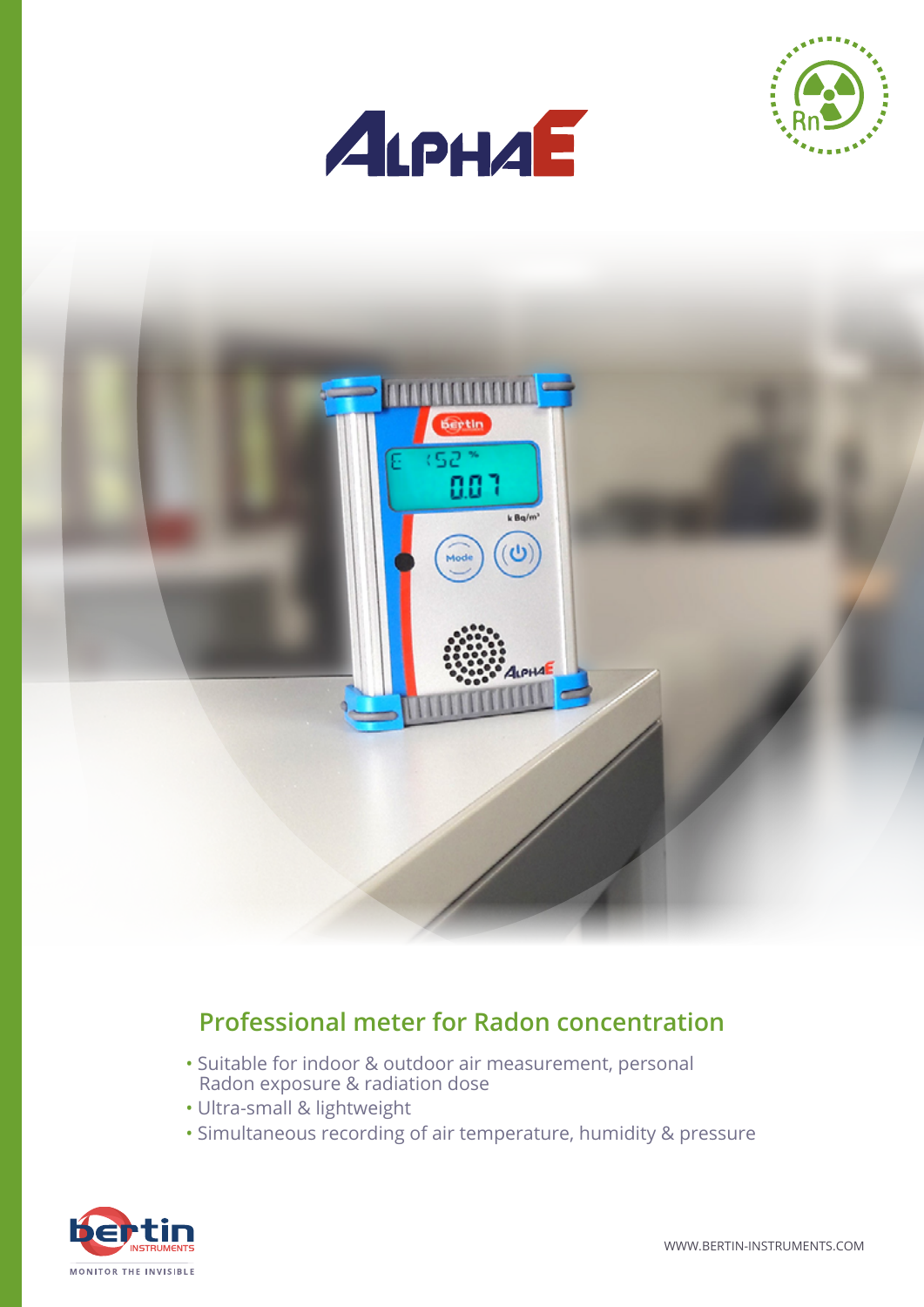# AlphaE

## Professional meter for Radon concentration

- Suitable for indoor & outdoor air measurement, personal Radon exposure & radiation dose
- Ultra-small & lightweight
- Simultaneous recording of air temperature, humidity & pressure

bertin INSTRUMENTS

MONITOR THE INVISIBLE

WWW.BERTIN-INSTRUMENTS.COM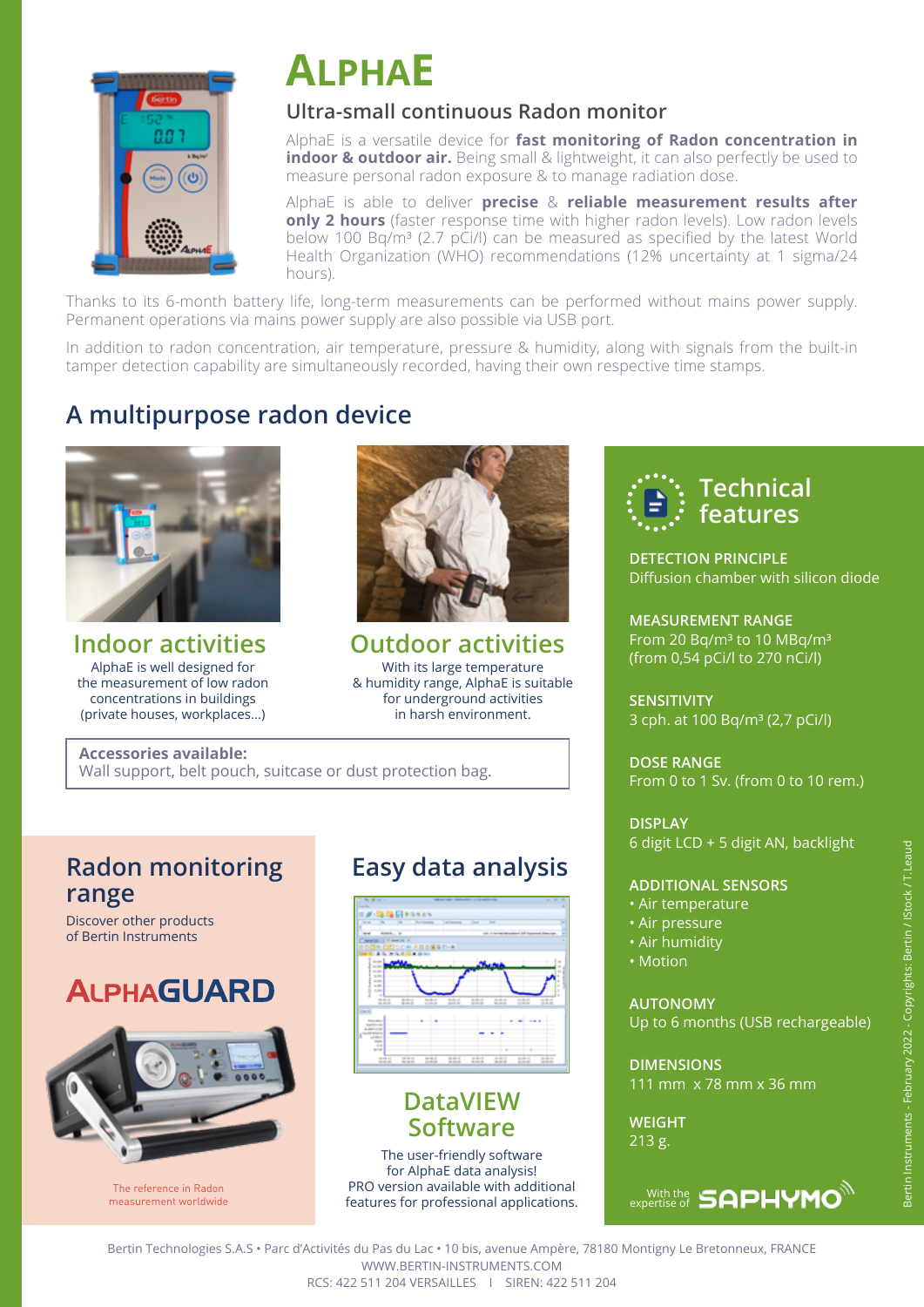# ALPHAE

## Ultra-small continuous Radon monitor

AlphaE is a versatile device for **fast monitoring of Radon concentration in indoor & outdoor air.** Being small & lightweight, it can also perfectly be used to measure personal radon exposure & to manage radiation dose.

AlphaE is able to deliver **precise** & **reliable measurement results after only 2 hours** (faster response time with higher radon levels). Low radon levels below 100 Bq/m³ (2.7 pCi/l) can be measured as specified by the latest World Health Organization (WHO) recommendations (12% uncertainty at 1 sigma/24 hours).

Thanks to its 6-month battery life, long-term measurements can be performed without mains power supply. Permanent operations via mains power supply are also possible via USB port.

In addition to radon concentration, air temperature, pressure & humidity, along with signals from the built-in tamper detection capability are simultaneously recorded, having their own respective time stamps.

## A multipurpose radon device

### Indoor activities

AlphaE is well designed for the measurement of low radon concentrations in buildings (private houses, workplaces...)

### Outdoor activities

With its large temperature & humidity range, AlphaE is suitable for underground activities in harsh environment.

**Accessories available:**
Wall support, belt pouch, suitcase or dust protection bag.

## Radon monitoring range

Discover other products of Bertin Instruments

**ALPHAGUARD**

The reference in Radon measurement worldwide

## Easy data analysis

### DataVIEW Software

The user-friendly software for AlphaE data analysis! PRO version available with additional features for professional applications.

## Technical features

**DETECTION PRINCIPLE**
Diffusion chamber with silicon diode

**MEASUREMENT RANGE**
From 20 Bq/m³ to 10 MBq/m³ (from 0,54 pCi/l to 270 nCi/l)

**SENSITIVITY**
3 cph. at 100 Bq/m³ (2,7 pCi/l)

**DOSE RANGE**
From 0 to 1 Sv. (from 0 to 10 rem.)

**DISPLAY**
6 digit LCD + 5 digit AN, backlight

**ADDITIONAL SENSORS**
- Air temperature
- Air pressure
- Air humidity
- Motion

**AUTONOMY**
Up to 6 months (USB rechargeable)

**DIMENSIONS**
111 mm x 78 mm x 36 mm

**WEIGHT**
213 g.

With the expertise of SAPHYMO

Bertin Instruments - February 2022 - Copyrights: Bertin / IStock / T.Leaud

Bertin Technologies S.A.S • Parc d'Activités du Pas du Lac • 10 bis, avenue Ampère, 78180 Montigny Le Bretonneux, FRANCE
WWW.BERTIN-INSTRUMENTS.COM
RCS: 422 511 204 VERSAILLES | SIREN: 422 511 204